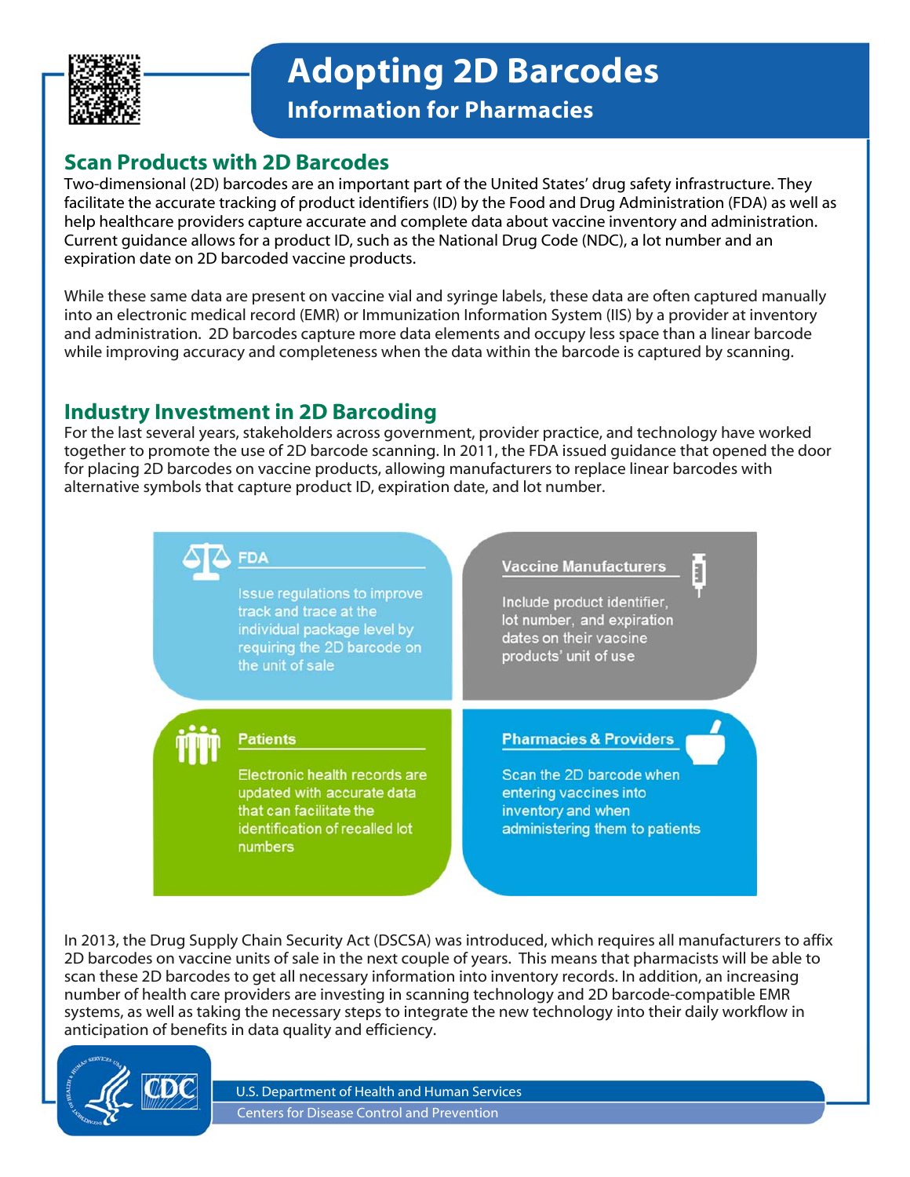# Adopting 2D Barcodes

## Information for Pharmacies

### Scan Products with 2D Barcodes

Two-dimensional (2D) barcodes are an important part of the United States' drug safety infrastructure. They facilitate the accurate tracking of product identifiers (ID) by the Food and Drug Administration (FDA) as well as help healthcare providers capture accurate and complete data about vaccine inventory and administration. Current guidance allows for a product ID, such as the National Drug Code (NDC), a lot number and an expiration date on 2D barcoded vaccine products.

While these same data are present on vaccine vial and syringe labels, these data are often captured manually into an electronic medical record (EMR) or Immunization Information System (IIS) by a provider at inventory and administration. 2D barcodes capture more data elements and occupy less space than a linear barcode while improving accuracy and completeness when the data within the barcode is captured by scanning.

### Industry Investment in 2D Barcoding

For the last several years, stakeholders across government, provider practice, and technology have worked together to promote the use of 2D barcode scanning. In 2011, the FDA issued guidance that opened the door for placing 2D barcodes on vaccine products, allowing manufacturers to replace linear barcodes with alternative symbols that capture product ID, expiration date, and lot number.

**FDA**

Issue regulations to improve track and trace at the individual package level by requiring the 2D barcode on the unit of sale

**Vaccine Manufacturers**

Include product identifier, lot number, and expiration dates on their vaccine products' unit of use

**Patients**

Electronic health records are updated with accurate data that can facilitate the identification of recalled lot numbers

**Pharmacies & Providers**

Scan the 2D barcode when entering vaccines into inventory and when administering them to patients

In 2013, the Drug Supply Chain Security Act (DSCSA) was introduced, which requires all manufacturers to affix 2D barcodes on vaccine units of sale in the next couple of years. This means that pharmacists will be able to scan these 2D barcodes to get all necessary information into inventory records. In addition, an increasing number of health care providers are investing in scanning technology and 2D barcode-compatible EMR systems, as well as taking the necessary steps to integrate the new technology into their daily workflow in anticipation of benefits in data quality and efficiency.

U.S. Department of Health and Human Services
Centers for Disease Control and Prevention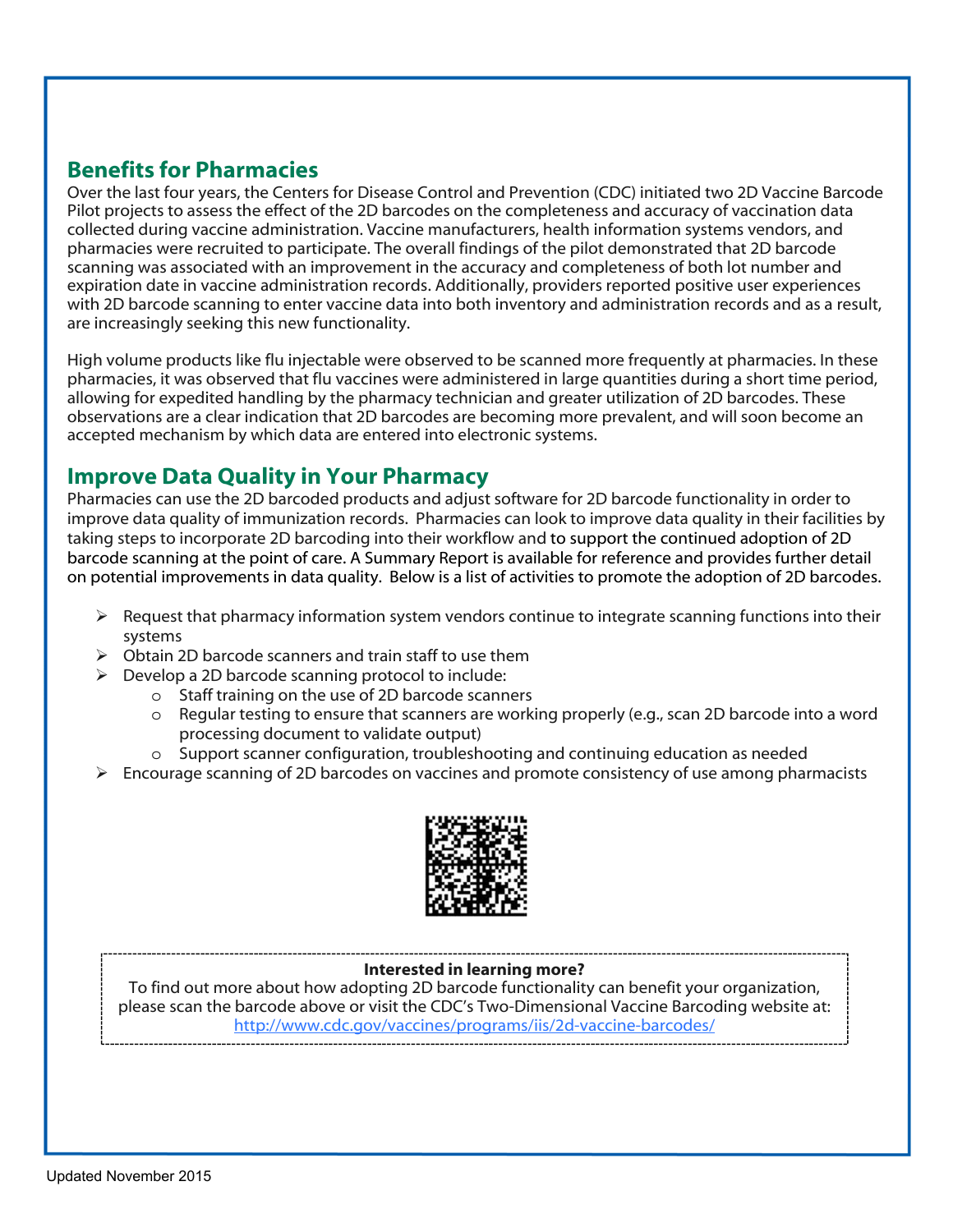## Benefits for Pharmacies

Over the last four years, the Centers for Disease Control and Prevention (CDC) initiated two 2D Vaccine Barcode Pilot projects to assess the effect of the 2D barcodes on the completeness and accuracy of vaccination data collected during vaccine administration. Vaccine manufacturers, health information systems vendors, and pharmacies were recruited to participate. The overall findings of the pilot demonstrated that 2D barcode scanning was associated with an improvement in the accuracy and completeness of both lot number and expiration date in vaccine administration records. Additionally, providers reported positive user experiences with 2D barcode scanning to enter vaccine data into both inventory and administration records and as a result, are increasingly seeking this new functionality.

High volume products like flu injectable were observed to be scanned more frequently at pharmacies. In these pharmacies, it was observed that flu vaccines were administered in large quantities during a short time period, allowing for expedited handling by the pharmacy technician and greater utilization of 2D barcodes. These observations are a clear indication that 2D barcodes are becoming more prevalent, and will soon become an accepted mechanism by which data are entered into electronic systems.

## Improve Data Quality in Your Pharmacy

Pharmacies can use the 2D barcoded products and adjust software for 2D barcode functionality in order to improve data quality of immunization records. Pharmacies can look to improve data quality in their facilities by taking steps to incorporate 2D barcoding into their workflow and to support the continued adoption of 2D barcode scanning at the point of care. A Summary Report is available for reference and provides further detail on potential improvements in data quality. Below is a list of activities to promote the adoption of 2D barcodes.

- Request that pharmacy information system vendors continue to integrate scanning functions into their systems
- Obtain 2D barcode scanners and train staff to use them
- Develop a 2D barcode scanning protocol to include:
  - Staff training on the use of 2D barcode scanners
  - Regular testing to ensure that scanners are working properly (e.g., scan 2D barcode into a word processing document to validate output)
  - Support scanner configuration, troubleshooting and continuing education as needed
- Encourage scanning of 2D barcodes on vaccines and promote consistency of use among pharmacists

**Interested in learning more?**

To find out more about how adopting 2D barcode functionality can benefit your organization, please scan the barcode above or visit the CDC's Two-Dimensional Vaccine Barcoding website at: [http://www.cdc.gov/vaccines/programs/iis/2d-vaccine-barcodes/](http://www.cdc.gov/vaccines/programs/iis/2d-vaccine-barcodes/)

Updated November 2015